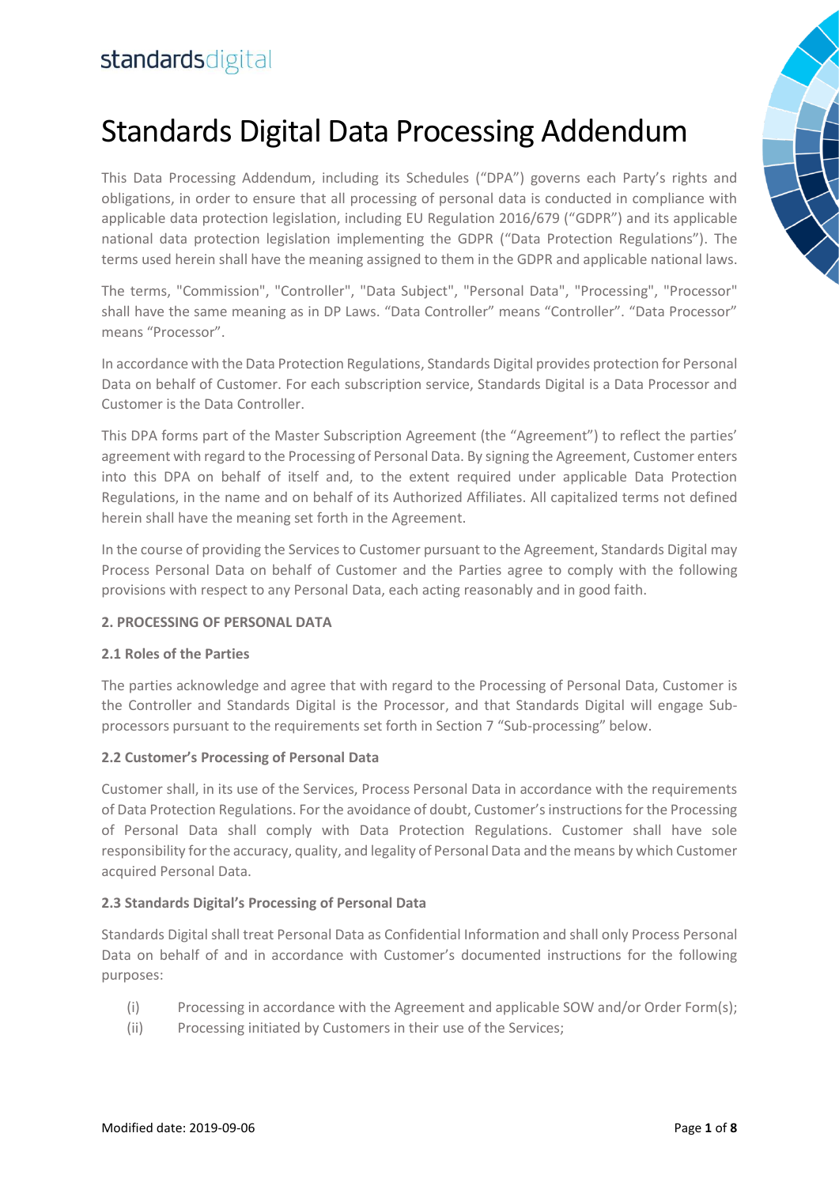standardsdigital

# Standards Digital Data Processing Addendum

This Data Processing Addendum, including its Schedules ("DPA") governs each Party's rights and obligations, in order to ensure that all processing of personal data is conducted in compliance with applicable data protection legislation, including EU Regulation 2016/679 ("GDPR") and its applicable national data protection legislation implementing the GDPR ("Data Protection Regulations"). The terms used herein shall have the meaning assigned to them in the GDPR and applicable national laws.

The terms, "Commission", "Controller", "Data Subject", "Personal Data", "Processing", "Processor" shall have the same meaning as in DP Laws. "Data Controller" means "Controller". "Data Processor" means "Processor".

In accordance with the Data Protection Regulations, Standards Digital provides protection for Personal Data on behalf of Customer. For each subscription service, Standards Digital is a Data Processor and Customer is the Data Controller.

This DPA forms part of the Master Subscription Agreement (the "Agreement") to reflect the parties' agreement with regard to the Processing of Personal Data. By signing the Agreement, Customer enters into this DPA on behalf of itself and, to the extent required under applicable Data Protection Regulations, in the name and on behalf of its Authorized Affiliates. All capitalized terms not defined herein shall have the meaning set forth in the Agreement.

In the course of providing the Services to Customer pursuant to the Agreement, Standards Digital may Process Personal Data on behalf of Customer and the Parties agree to comply with the following provisions with respect to any Personal Data, each acting reasonably and in good faith.

## 2. PROCESSING OF PERSONAL DATA

### 2.1 Roles of the Parties

The parties acknowledge and agree that with regard to the Processing of Personal Data, Customer is the Controller and Standards Digital is the Processor, and that Standards Digital will engage Sub-processors pursuant to the requirements set forth in Section 7 "Sub-processing" below.

### 2.2 Customer's Processing of Personal Data

Customer shall, in its use of the Services, Process Personal Data in accordance with the requirements of Data Protection Regulations. For the avoidance of doubt, Customer's instructions for the Processing of Personal Data shall comply with Data Protection Regulations. Customer shall have sole responsibility for the accuracy, quality, and legality of Personal Data and the means by which Customer acquired Personal Data.

### 2.3 Standards Digital's Processing of Personal Data

Standards Digital shall treat Personal Data as Confidential Information and shall only Process Personal Data on behalf of and in accordance with Customer's documented instructions for the following purposes:

(i) Processing in accordance with the Agreement and applicable SOW and/or Order Form(s);

(ii) Processing initiated by Customers in their use of the Services;

Modified date: 2019-09-06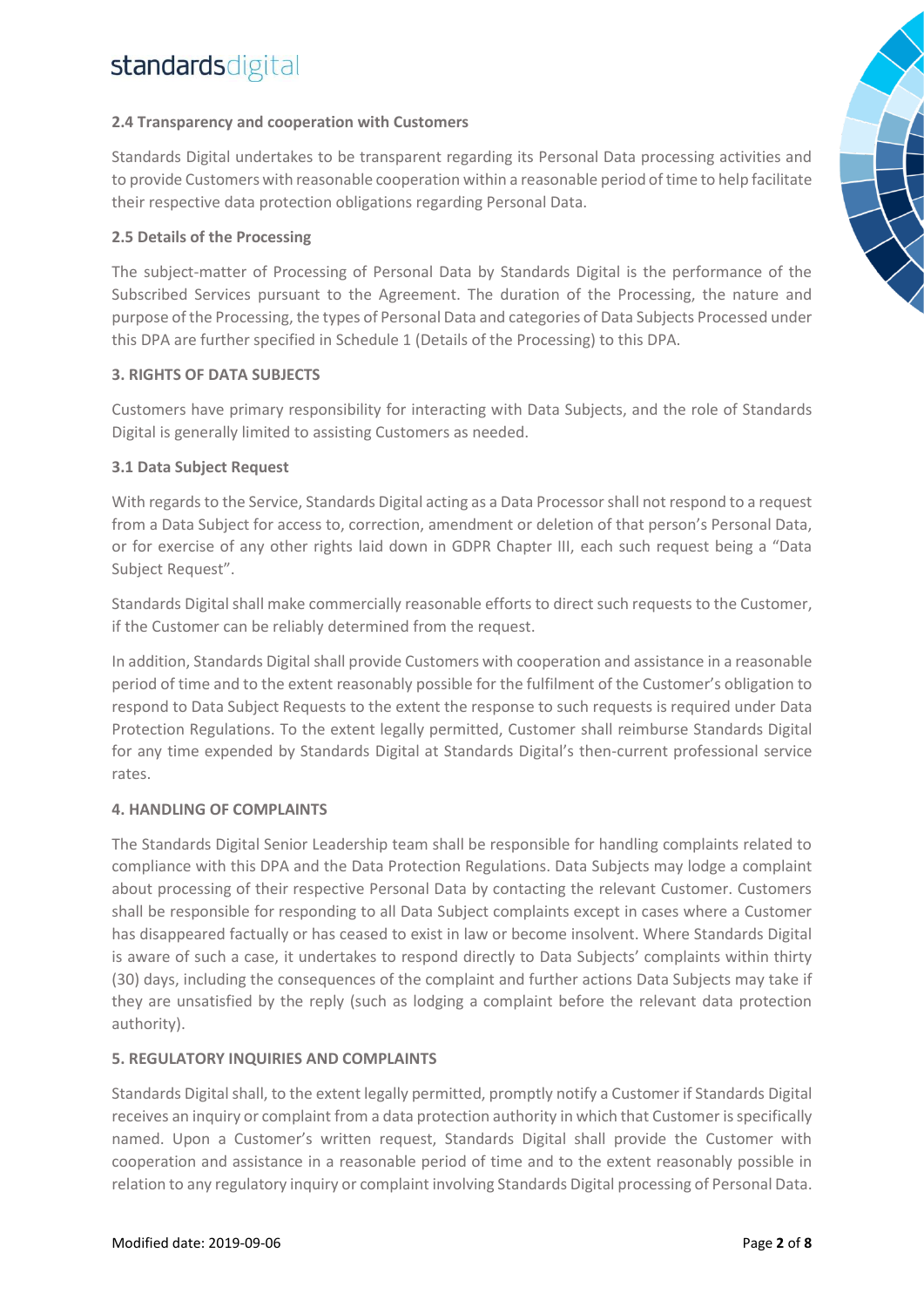### 2.4 Transparency and cooperation with Customers

Standards Digital undertakes to be transparent regarding its Personal Data processing activities and to provide Customers with reasonable cooperation within a reasonable period of time to help facilitate their respective data protection obligations regarding Personal Data.

### 2.5 Details of the Processing

The subject-matter of Processing of Personal Data by Standards Digital is the performance of the Subscribed Services pursuant to the Agreement. The duration of the Processing, the nature and purpose of the Processing, the types of Personal Data and categories of Data Subjects Processed under this DPA are further specified in Schedule 1 (Details of the Processing) to this DPA.

## 3. RIGHTS OF DATA SUBJECTS

Customers have primary responsibility for interacting with Data Subjects, and the role of Standards Digital is generally limited to assisting Customers as needed.

### 3.1 Data Subject Request

With regards to the Service, Standards Digital acting as a Data Processor shall not respond to a request from a Data Subject for access to, correction, amendment or deletion of that person's Personal Data, or for exercise of any other rights laid down in GDPR Chapter III, each such request being a "Data Subject Request".

Standards Digital shall make commercially reasonable efforts to direct such requests to the Customer, if the Customer can be reliably determined from the request.

In addition, Standards Digital shall provide Customers with cooperation and assistance in a reasonable period of time and to the extent reasonably possible for the fulfilment of the Customer's obligation to respond to Data Subject Requests to the extent the response to such requests is required under Data Protection Regulations. To the extent legally permitted, Customer shall reimburse Standards Digital for any time expended by Standards Digital at Standards Digital's then-current professional service rates.

## 4. HANDLING OF COMPLAINTS

The Standards Digital Senior Leadership team shall be responsible for handling complaints related to compliance with this DPA and the Data Protection Regulations. Data Subjects may lodge a complaint about processing of their respective Personal Data by contacting the relevant Customer. Customers shall be responsible for responding to all Data Subject complaints except in cases where a Customer has disappeared factually or has ceased to exist in law or become insolvent. Where Standards Digital is aware of such a case, it undertakes to respond directly to Data Subjects' complaints within thirty (30) days, including the consequences of the complaint and further actions Data Subjects may take if they are unsatisfied by the reply (such as lodging a complaint before the relevant data protection authority).

## 5. REGULATORY INQUIRIES AND COMPLAINTS

Standards Digital shall, to the extent legally permitted, promptly notify a Customer if Standards Digital receives an inquiry or complaint from a data protection authority in which that Customer is specifically named. Upon a Customer's written request, Standards Digital shall provide the Customer with cooperation and assistance in a reasonable period of time and to the extent reasonably possible in relation to any regulatory inquiry or complaint involving Standards Digital processing of Personal Data.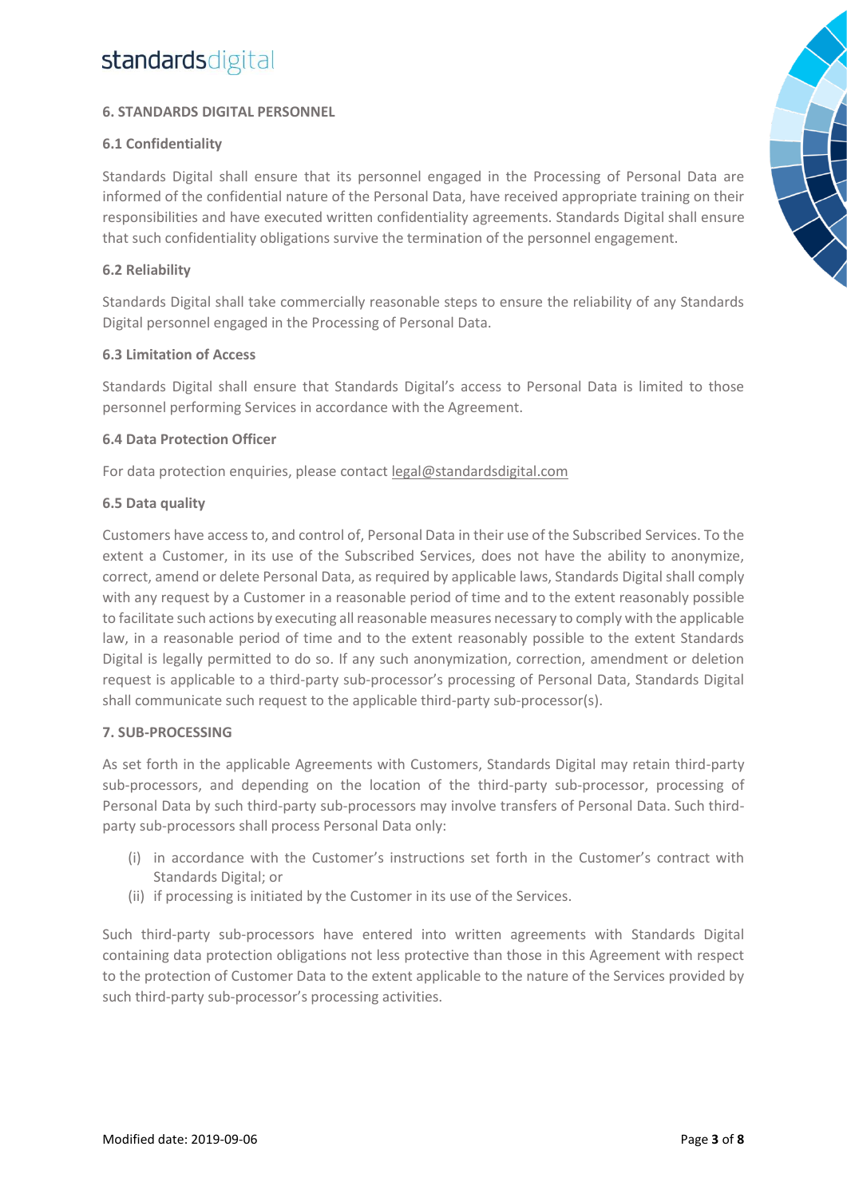## 6. STANDARDS DIGITAL PERSONNEL

### 6.1 Confidentiality

Standards Digital shall ensure that its personnel engaged in the Processing of Personal Data are informed of the confidential nature of the Personal Data, have received appropriate training on their responsibilities and have executed written confidentiality agreements. Standards Digital shall ensure that such confidentiality obligations survive the termination of the personnel engagement.

### 6.2 Reliability

Standards Digital shall take commercially reasonable steps to ensure the reliability of any Standards Digital personnel engaged in the Processing of Personal Data.

### 6.3 Limitation of Access

Standards Digital shall ensure that Standards Digital's access to Personal Data is limited to those personnel performing Services in accordance with the Agreement.

### 6.4 Data Protection Officer

For data protection enquiries, please contact legal@standardsdigital.com

### 6.5 Data quality

Customers have access to, and control of, Personal Data in their use of the Subscribed Services. To the extent a Customer, in its use of the Subscribed Services, does not have the ability to anonymize, correct, amend or delete Personal Data, as required by applicable laws, Standards Digital shall comply with any request by a Customer in a reasonable period of time and to the extent reasonably possible to facilitate such actions by executing all reasonable measures necessary to comply with the applicable law, in a reasonable period of time and to the extent reasonably possible to the extent Standards Digital is legally permitted to do so. If any such anonymization, correction, amendment or deletion request is applicable to a third-party sub-processor's processing of Personal Data, Standards Digital shall communicate such request to the applicable third-party sub-processor(s).

## 7. SUB-PROCESSING

As set forth in the applicable Agreements with Customers, Standards Digital may retain third-party sub-processors, and depending on the location of the third-party sub-processor, processing of Personal Data by such third-party sub-processors may involve transfers of Personal Data. Such third-party sub-processors shall process Personal Data only:

(i) in accordance with the Customer's instructions set forth in the Customer's contract with Standards Digital; or
(ii) if processing is initiated by the Customer in its use of the Services.

Such third-party sub-processors have entered into written agreements with Standards Digital containing data protection obligations not less protective than those in this Agreement with respect to the protection of Customer Data to the extent applicable to the nature of the Services provided by such third-party sub-processor's processing activities.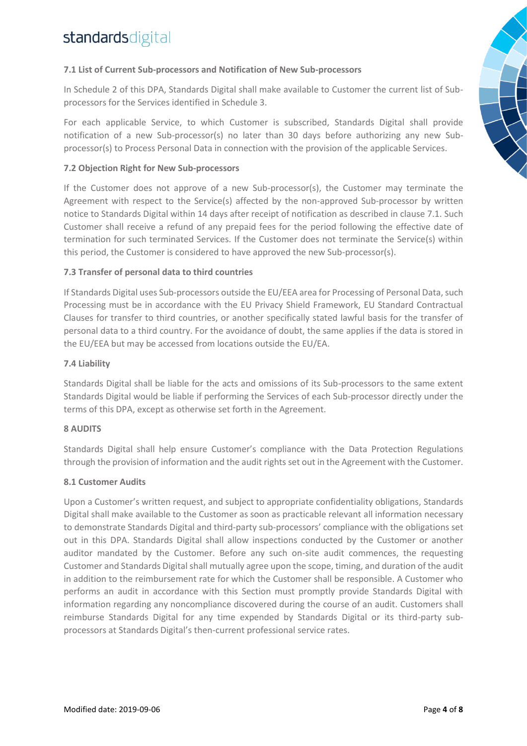### 7.1 List of Current Sub-processors and Notification of New Sub-processors

In Schedule 2 of this DPA, Standards Digital shall make available to Customer the current list of Sub-processors for the Services identified in Schedule 3.

For each applicable Service, to which Customer is subscribed, Standards Digital shall provide notification of a new Sub-processor(s) no later than 30 days before authorizing any new Sub-processor(s) to Process Personal Data in connection with the provision of the applicable Services.

### 7.2 Objection Right for New Sub-processors

If the Customer does not approve of a new Sub-processor(s), the Customer may terminate the Agreement with respect to the Service(s) affected by the non-approved Sub-processor by written notice to Standards Digital within 14 days after receipt of notification as described in clause 7.1. Such Customer shall receive a refund of any prepaid fees for the period following the effective date of termination for such terminated Services. If the Customer does not terminate the Service(s) within this period, the Customer is considered to have approved the new Sub-processor(s).

### 7.3 Transfer of personal data to third countries

If Standards Digital uses Sub-processors outside the EU/EEA area for Processing of Personal Data, such Processing must be in accordance with the EU Privacy Shield Framework, EU Standard Contractual Clauses for transfer to third countries, or another specifically stated lawful basis for the transfer of personal data to a third country. For the avoidance of doubt, the same applies if the data is stored in the EU/EEA but may be accessed from locations outside the EU/EA.

### 7.4 Liability

Standards Digital shall be liable for the acts and omissions of its Sub-processors to the same extent Standards Digital would be liable if performing the Services of each Sub-processor directly under the terms of this DPA, except as otherwise set forth in the Agreement.

## 8 AUDITS

Standards Digital shall help ensure Customer's compliance with the Data Protection Regulations through the provision of information and the audit rights set out in the Agreement with the Customer.

### 8.1 Customer Audits

Upon a Customer's written request, and subject to appropriate confidentiality obligations, Standards Digital shall make available to the Customer as soon as practicable relevant all information necessary to demonstrate Standards Digital and third-party sub-processors' compliance with the obligations set out in this DPA. Standards Digital shall allow inspections conducted by the Customer or another auditor mandated by the Customer. Before any such on-site audit commences, the requesting Customer and Standards Digital shall mutually agree upon the scope, timing, and duration of the audit in addition to the reimbursement rate for which the Customer shall be responsible. A Customer who performs an audit in accordance with this Section must promptly provide Standards Digital with information regarding any noncompliance discovered during the course of an audit. Customers shall reimburse Standards Digital for any time expended by Standards Digital or its third-party sub-processors at Standards Digital's then-current professional service rates.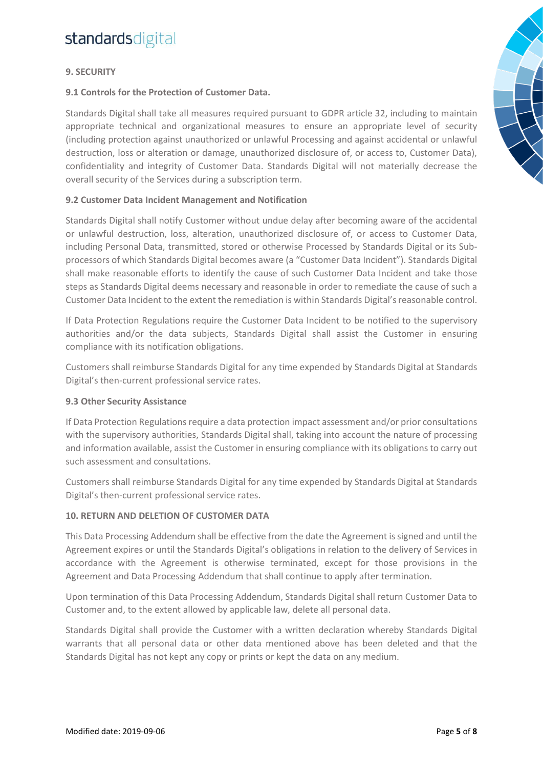## 9. SECURITY

### 9.1 Controls for the Protection of Customer Data.

Standards Digital shall take all measures required pursuant to GDPR article 32, including to maintain appropriate technical and organizational measures to ensure an appropriate level of security (including protection against unauthorized or unlawful Processing and against accidental or unlawful destruction, loss or alteration or damage, unauthorized disclosure of, or access to, Customer Data), confidentiality and integrity of Customer Data. Standards Digital will not materially decrease the overall security of the Services during a subscription term.

### 9.2 Customer Data Incident Management and Notification

Standards Digital shall notify Customer without undue delay after becoming aware of the accidental or unlawful destruction, loss, alteration, unauthorized disclosure of, or access to Customer Data, including Personal Data, transmitted, stored or otherwise Processed by Standards Digital or its Sub-processors of which Standards Digital becomes aware (a "Customer Data Incident"). Standards Digital shall make reasonable efforts to identify the cause of such Customer Data Incident and take those steps as Standards Digital deems necessary and reasonable in order to remediate the cause of such a Customer Data Incident to the extent the remediation is within Standards Digital's reasonable control.

If Data Protection Regulations require the Customer Data Incident to be notified to the supervisory authorities and/or the data subjects, Standards Digital shall assist the Customer in ensuring compliance with its notification obligations.

Customers shall reimburse Standards Digital for any time expended by Standards Digital at Standards Digital's then-current professional service rates.

### 9.3 Other Security Assistance

If Data Protection Regulations require a data protection impact assessment and/or prior consultations with the supervisory authorities, Standards Digital shall, taking into account the nature of processing and information available, assist the Customer in ensuring compliance with its obligations to carry out such assessment and consultations.

Customers shall reimburse Standards Digital for any time expended by Standards Digital at Standards Digital's then-current professional service rates.

## 10. RETURN AND DELETION OF CUSTOMER DATA

This Data Processing Addendum shall be effective from the date the Agreement is signed and until the Agreement expires or until the Standards Digital's obligations in relation to the delivery of Services in accordance with the Agreement is otherwise terminated, except for those provisions in the Agreement and Data Processing Addendum that shall continue to apply after termination.

Upon termination of this Data Processing Addendum, Standards Digital shall return Customer Data to Customer and, to the extent allowed by applicable law, delete all personal data.

Standards Digital shall provide the Customer with a written declaration whereby Standards Digital warrants that all personal data or other data mentioned above has been deleted and that the Standards Digital has not kept any copy or prints or kept the data on any medium.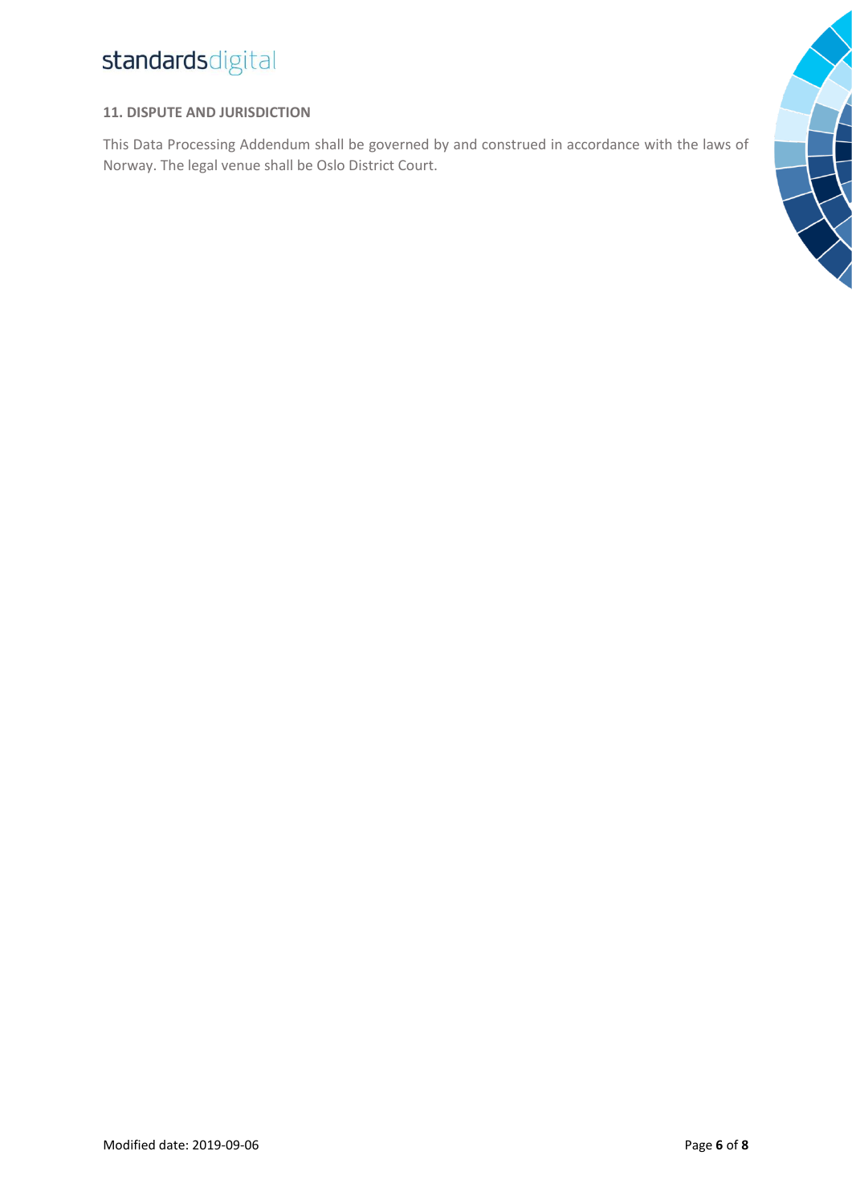## 11. DISPUTE AND JURISDICTION

This Data Processing Addendum shall be governed by and construed in accordance with the laws of Norway. The legal venue shall be Oslo District Court.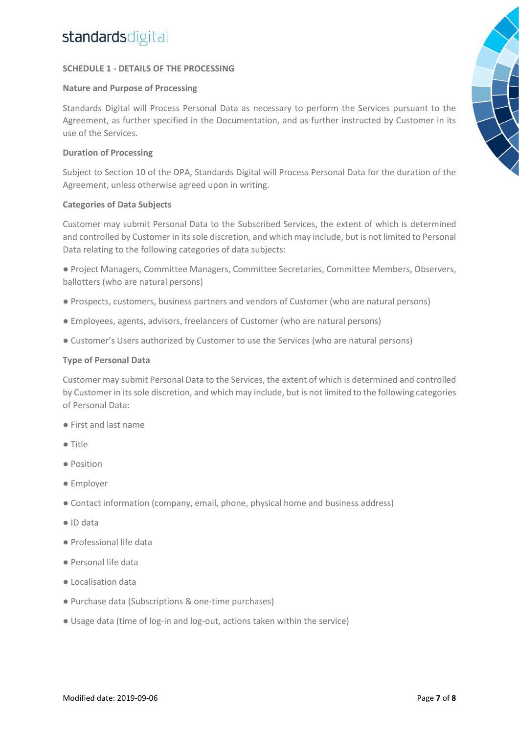## SCHEDULE 1 - DETAILS OF THE PROCESSING

### Nature and Purpose of Processing

Standards Digital will Process Personal Data as necessary to perform the Services pursuant to the Agreement, as further specified in the Documentation, and as further instructed by Customer in its use of the Services.

### Duration of Processing

Subject to Section 10 of the DPA, Standards Digital will Process Personal Data for the duration of the Agreement, unless otherwise agreed upon in writing.

### Categories of Data Subjects

Customer may submit Personal Data to the Subscribed Services, the extent of which is determined and controlled by Customer in its sole discretion, and which may include, but is not limited to Personal Data relating to the following categories of data subjects:

- Project Managers, Committee Managers, Committee Secretaries, Committee Members, Observers, ballotters (who are natural persons)
- Prospects, customers, business partners and vendors of Customer (who are natural persons)
- Employees, agents, advisors, freelancers of Customer (who are natural persons)
- Customer's Users authorized by Customer to use the Services (who are natural persons)

### Type of Personal Data

Customer may submit Personal Data to the Services, the extent of which is determined and controlled by Customer in its sole discretion, and which may include, but is not limited to the following categories of Personal Data:

- First and last name
- Title
- Position
- Employer
- Contact information (company, email, phone, physical home and business address)
- ID data
- Professional life data
- Personal life data
- Localisation data
- Purchase data (Subscriptions & one-time purchases)
- Usage data (time of log-in and log-out, actions taken within the service)

Modified date: 2019-09-06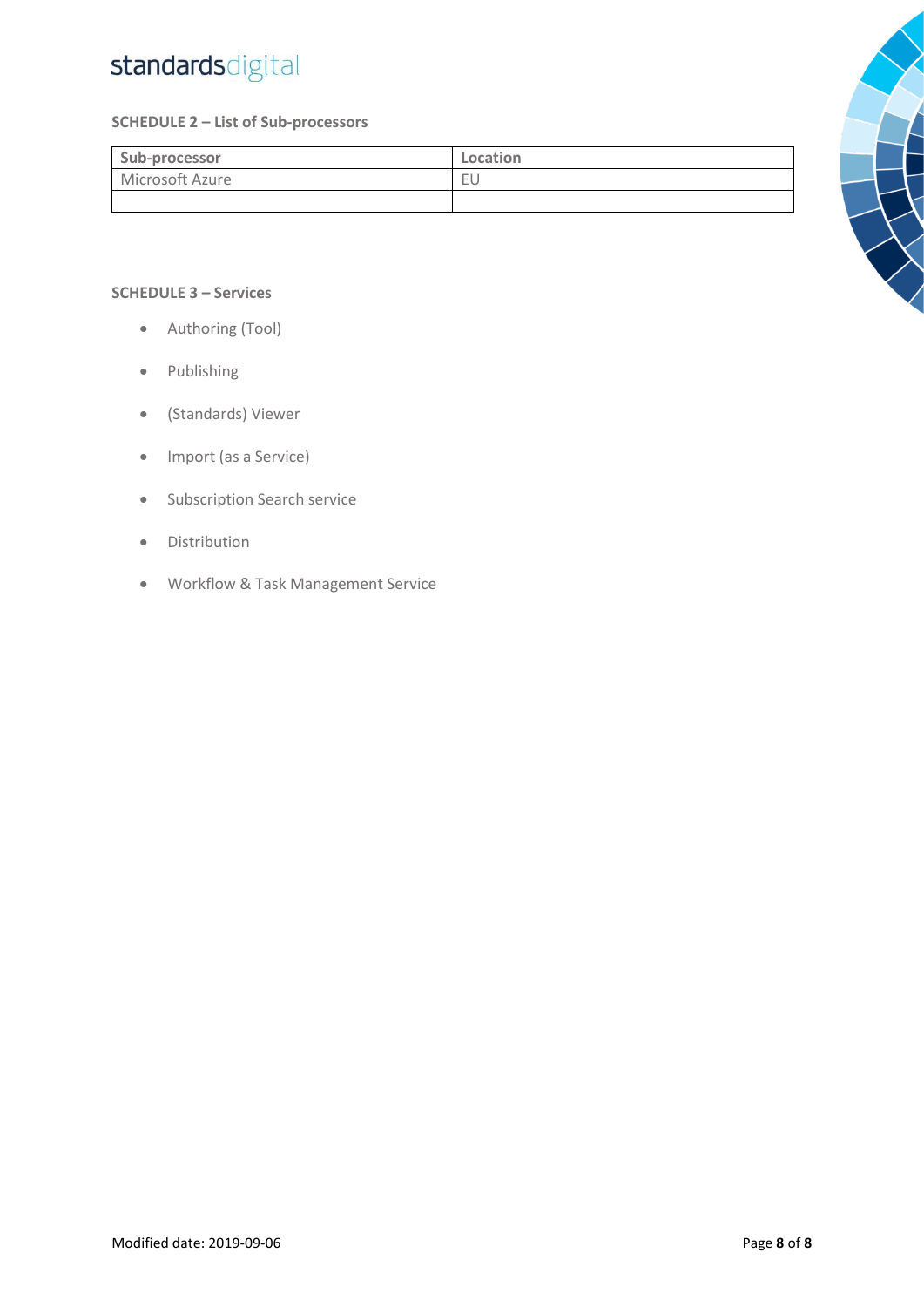## SCHEDULE 2 – List of Sub-processors

| Sub-processor | Location |
| --- | --- |
| Microsoft Azure | EU |
| | |

## SCHEDULE 3 – Services

- Authoring (Tool)
- Publishing
- (Standards) Viewer
- Import (as a Service)
- Subscription Search service
- Distribution
- Workflow & Task Management Service

Modified date: 2019-09-06